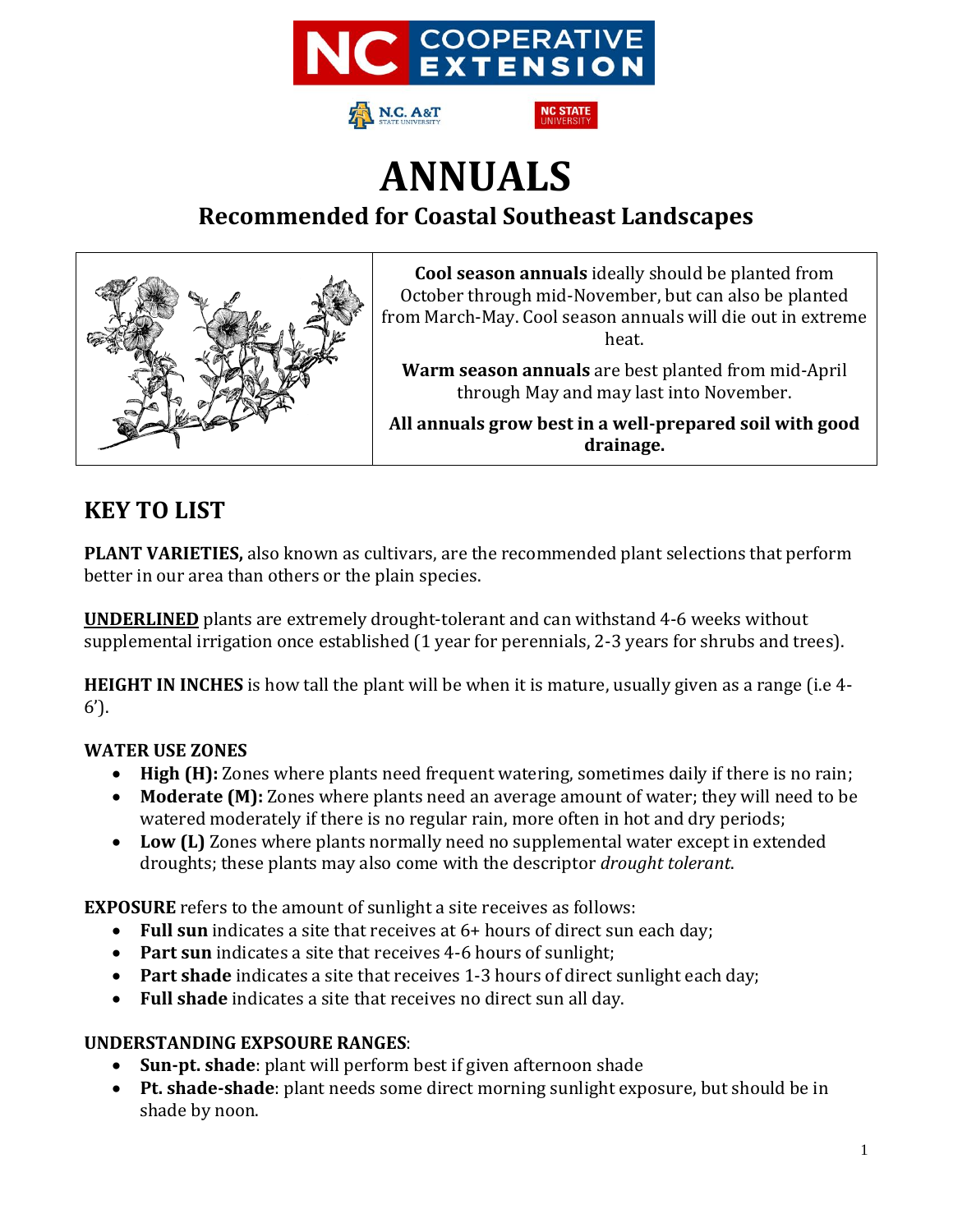# ANNUALS

## Recommended for Coastal Southeast Landscapes

**Cool season annuals** ideally should be planted from October through mid-November, but can also be planted from March-May. Cool season annuals will die out in extreme heat.

**Warm season annuals** are best planted from mid-April through May and may last into November.

**All annuals grow best in a well-prepared soil with good drainage.**

## KEY TO LIST

**PLANT VARIETIES,** also known as cultivars, are the recommended plant selections that perform better in our area than others or the plain species.

<u>**UNDERLINED**</u> plants are extremely drought-tolerant and can withstand 4-6 weeks without supplemental irrigation once established (1 year for perennials, 2-3 years for shrubs and trees).

**HEIGHT IN INCHES** is how tall the plant will be when it is mature, usually given as a range (i.e 4-6').

**WATER USE ZONES**

- **High (H):** Zones where plants need frequent watering, sometimes daily if there is no rain;
- **Moderate (M):** Zones where plants need an average amount of water; they will need to be watered moderately if there is no regular rain, more often in hot and dry periods;
- **Low (L)** Zones where plants normally need no supplemental water except in extended droughts; these plants may also come with the descriptor *drought tolerant*.

**EXPOSURE** refers to the amount of sunlight a site receives as follows:

- **Full sun** indicates a site that receives at 6+ hours of direct sun each day;
- **Part sun** indicates a site that receives 4-6 hours of sunlight;
- **Part shade** indicates a site that receives 1-3 hours of direct sunlight each day;
- **Full shade** indicates a site that receives no direct sun all day.

**UNDERSTANDING EXPSOURE RANGES**:

- **Sun-pt. shade**: plant will perform best if given afternoon shade
- **Pt. shade-shade**: plant needs some direct morning sunlight exposure, but should be in shade by noon.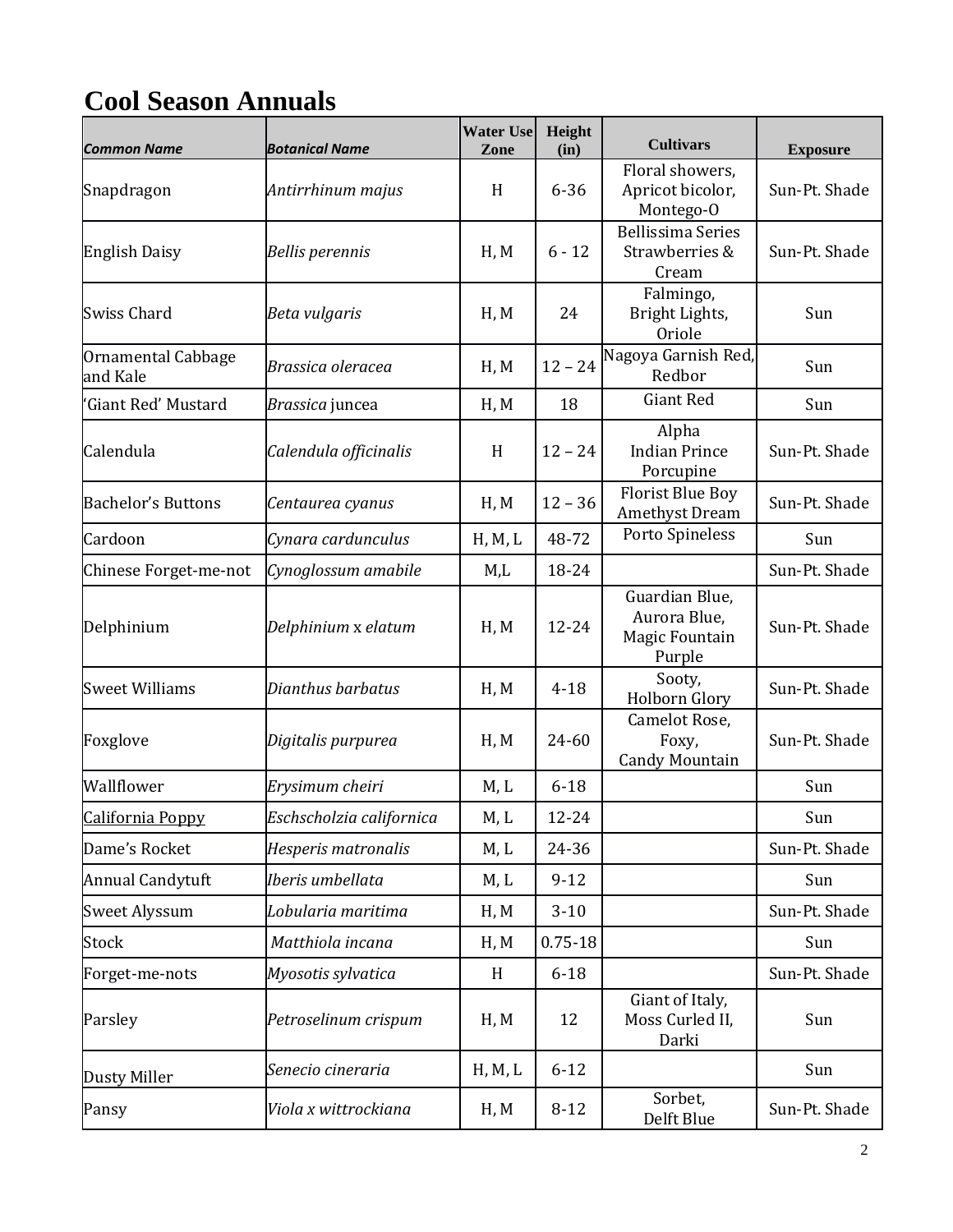# Cool Season Annuals

| ***Common Name*** | ***Botanical Name*** | **Water Use Zone** | **Height (in)** | **Cultivars** | **Exposure** |
|---|---|---|---|---|---|
| Snapdragon | *Antirrhinum majus* | H | 6-36 | Floral showers, Apricot bicolor, Montego-O | Sun-Pt. Shade |
| English Daisy | *Bellis perennis* | H, M | 6 - 12 | Bellissima Series Strawberries & Cream | Sun-Pt. Shade |
| Swiss Chard | *Beta vulgaris* | H, M | 24 | Falmingo, Bright Lights, Oriole | Sun |
| Ornamental Cabbage and Kale | *Brassica oleracea* | H, M | 12 – 24 | Nagoya Garnish Red, Redbor | Sun |
| 'Giant Red' Mustard | *Brassica* juncea | H, M | 18 | Giant Red | Sun |
| Calendula | *Calendula officinalis* | H | 12 – 24 | Alpha Indian Prince Porcupine | Sun-Pt. Shade |
| Bachelor's Buttons | *Centaurea cyanus* | H, M | 12 – 36 | Florist Blue Boy Amethyst Dream | Sun-Pt. Shade |
| Cardoon | *Cynara cardunculus* | H, M, L | 48-72 | Porto Spineless | Sun |
| Chinese Forget-me-not | *Cynoglossum amabile* | M,L | 18-24 | | Sun-Pt. Shade |
| Delphinium | *Delphinium* x *elatum* | H, M | 12-24 | Guardian Blue, Aurora Blue, Magic Fountain Purple | Sun-Pt. Shade |
| Sweet Williams | *Dianthus barbatus* | H, M | 4-18 | Sooty, Holborn Glory | Sun-Pt. Shade |
| Foxglove | *Digitalis purpurea* | H, M | 24-60 | Camelot Rose, Foxy, Candy Mountain | Sun-Pt. Shade |
| Wallflower | *Erysimum cheiri* | M, L | 6-18 | | Sun |
| California Poppy | *Eschscholzia californica* | M, L | 12-24 | | Sun |
| Dame's Rocket | *Hesperis matronalis* | M, L | 24-36 | | Sun-Pt. Shade |
| Annual Candytuft | *Iberis umbellata* | M, L | 9-12 | | Sun |
| Sweet Alyssum | *Lobularia maritima* | H, M | 3-10 | | Sun-Pt. Shade |
| Stock | *Matthiola incana* | H, M | 0.75-18 | | Sun |
| Forget-me-nots | *Myosotis sylvatica* | H | 6-18 | | Sun-Pt. Shade |
| Parsley | *Petroselinum crispum* | H, M | 12 | Giant of Italy, Moss Curled II, Darki | Sun |
| Dusty Miller | *Senecio cineraria* | H, M, L | 6-12 | | Sun |
| Pansy | *Viola x wittrockiana* | H, M | 8-12 | Sorbet, Delft Blue | Sun-Pt. Shade |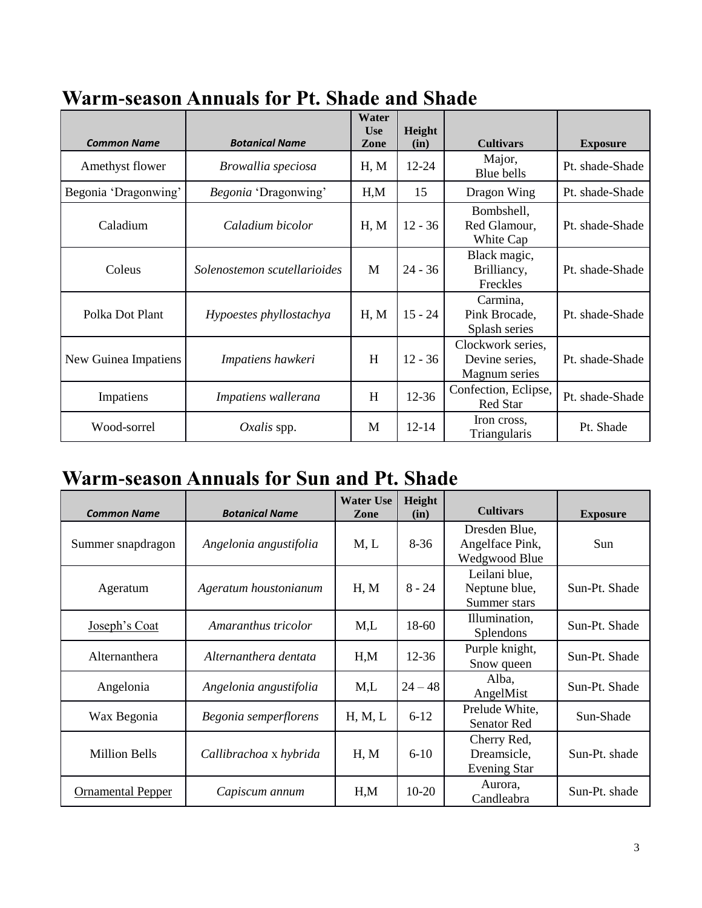## Warm-season Annuals for Pt. Shade and Shade

| *Common Name* | *Botanical Name* | Water Use Zone | Height (in) | Cultivars | Exposure |
|---|---|---|---|---|---|
| Amethyst flower | *Browallia speciosa* | H, M | 12-24 | Major, Blue bells | Pt. shade-Shade |
| Begonia 'Dragonwing' | *Begonia* 'Dragonwing' | H,M | 15 | Dragon Wing | Pt. shade-Shade |
| Caladium | *Caladium bicolor* | H, M | 12 - 36 | Bombshell, Red Glamour, White Cap | Pt. shade-Shade |
| Coleus | *Solenostemon scutellarioides* | M | 24 - 36 | Black magic, Brilliancy, Freckles | Pt. shade-Shade |
| Polka Dot Plant | *Hypoestes phyllostachya* | H, M | 15 - 24 | Carmina, Pink Brocade, Splash series | Pt. shade-Shade |
| New Guinea Impatiens | *Impatiens hawkeri* | H | 12 - 36 | Clockwork series, Devine series, Magnum series | Pt. shade-Shade |
| Impatiens | *Impatiens wallerana* | H | 12-36 | Confection, Eclipse, Red Star | Pt. shade-Shade |
| Wood-sorrel | *Oxalis* spp. | M | 12-14 | Iron cross, Triangularis | Pt. Shade |

## Warm-season Annuals for Sun and Pt. Shade

| *Common Name* | *Botanical Name* | Water Use Zone | Height (in) | Cultivars | Exposure |
|---|---|---|---|---|---|
| Summer snapdragon | *Angelonia angustifolia* | M, L | 8-36 | Dresden Blue, Angelface Pink, Wedgwood Blue | Sun |
| Ageratum | *Ageratum houstonianum* | H, M | 8 - 24 | Leilani blue, Neptune blue, Summer stars | Sun-Pt. Shade |
| Joseph's Coat | *Amaranthus tricolor* | M,L | 18-60 | Illumination, Splendons | Sun-Pt. Shade |
| Alternanthera | *Alternanthera dentata* | H,M | 12-36 | Purple knight, Snow queen | Sun-Pt. Shade |
| Angelonia | *Angelonia angustifolia* | M,L | 24 – 48 | Alba, AngelMist | Sun-Pt. Shade |
| Wax Begonia | *Begonia semperflorens* | H, M, L | 6-12 | Prelude White, Senator Red | Sun-Shade |
| Million Bells | *Callibrachoa* x *hybrida* | H, M | 6-10 | Cherry Red, Dreamsicle, Evening Star | Sun-Pt. shade |
| Ornamental Pepper | *Capiscum annum* | H,M | 10-20 | Aurora, Candleabra | Sun-Pt. shade |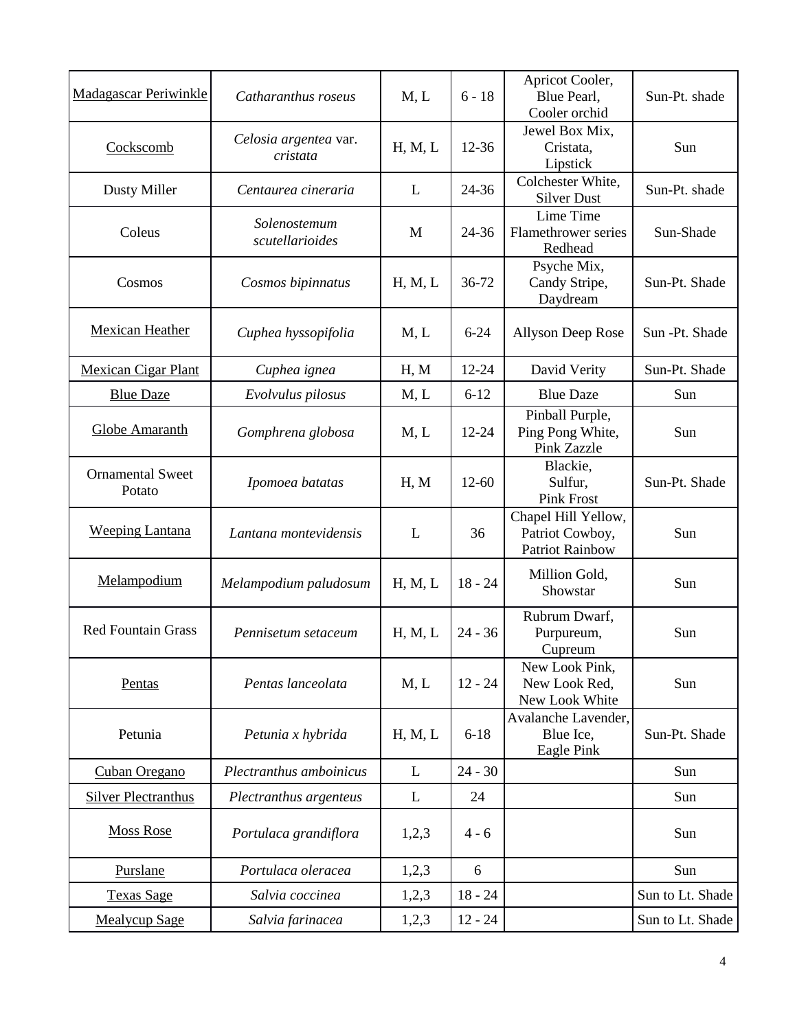| Madagascar Periwinkle | *Catharanthus roseus* | M, L | 6 - 18 | Apricot Cooler, Blue Pearl, Cooler orchid | Sun-Pt. shade |
|---|---|---|---|---|---|
| Cockscomb | *Celosia argentea* var. *cristata* | H, M, L | 12-36 | Jewel Box Mix, Cristata, Lipstick | Sun |
| Dusty Miller | *Centaurea cineraria* | L | 24-36 | Colchester White, Silver Dust | Sun-Pt. shade |
| Coleus | *Solenostemum scutellarioides* | M | 24-36 | Lime Time Flamethrower series Redhead | Sun-Shade |
| Cosmos | *Cosmos bipinnatus* | H, M, L | 36-72 | Psyche Mix, Candy Stripe, Daydream | Sun-Pt. Shade |
| Mexican Heather | *Cuphea hyssopifolia* | M, L | 6-24 | Allyson Deep Rose | Sun -Pt. Shade |
| Mexican Cigar Plant | *Cuphea ignea* | H, M | 12-24 | David Verity | Sun-Pt. Shade |
| Blue Daze | *Evolvulus pilosus* | M, L | 6-12 | Blue Daze | Sun |
| Globe Amaranth | *Gomphrena globosa* | M, L | 12-24 | Pinball Purple, Ping Pong White, Pink Zazzle | Sun |
| Ornamental Sweet Potato | *Ipomoea batatas* | H, M | 12-60 | Blackie, Sulfur, Pink Frost | Sun-Pt. Shade |
| Weeping Lantana | *Lantana montevidensis* | L | 36 | Chapel Hill Yellow, Patriot Cowboy, Patriot Rainbow | Sun |
| Melampodium | *Melampodium paludosum* | H, M, L | 18 - 24 | Million Gold, Showstar | Sun |
| Red Fountain Grass | *Pennisetum setaceum* | H, M, L | 24 - 36 | Rubrum Dwarf, Purpureum, Cupreum | Sun |
| Pentas | *Pentas lanceolata* | M, L | 12 - 24 | New Look Pink, New Look Red, New Look White | Sun |
| Petunia | *Petunia x hybrida* | H, M, L | 6-18 | Avalanche Lavender, Blue Ice, Eagle Pink | Sun-Pt. Shade |
| Cuban Oregano | *Plectranthus amboinicus* | L | 24 - 30 | | Sun |
| Silver Plectranthus | *Plectranthus argenteus* | L | 24 | | Sun |
| Moss Rose | *Portulaca grandiflora* | 1,2,3 | 4 - 6 | | Sun |
| Purslane | *Portulaca oleracea* | 1,2,3 | 6 | | Sun |
| Texas Sage | *Salvia coccinea* | 1,2,3 | 18 - 24 | | Sun to Lt. Shade |
| Mealycup Sage | *Salvia farinacea* | 1,2,3 | 12 - 24 | | Sun to Lt. Shade |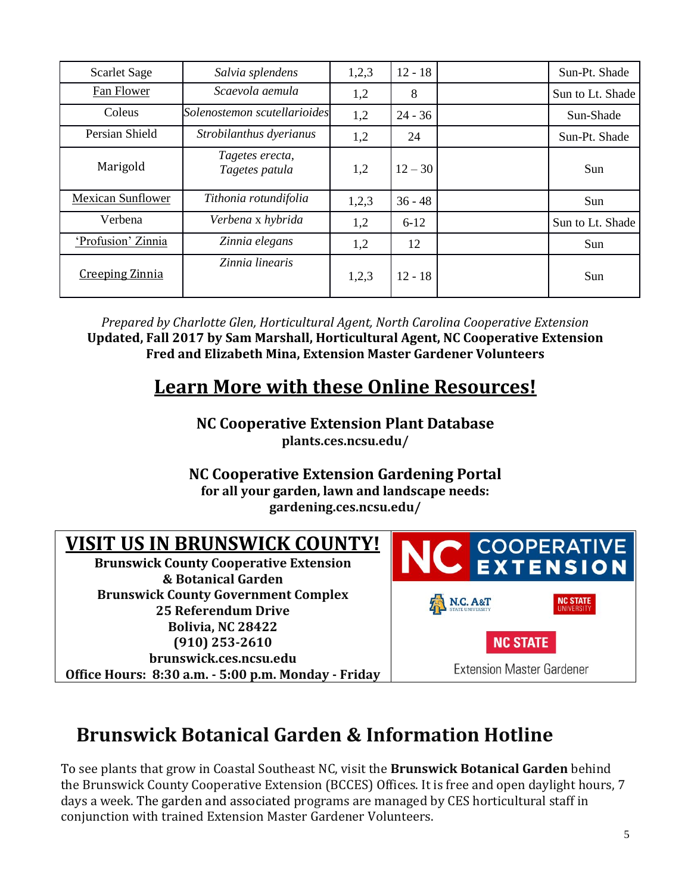| Scarlet Sage | *Salvia splendens* | 1,2,3 | 12 - 18 | | Sun-Pt. Shade |
|---|---|---|---|---|---|
| Fan Flower | *Scaevola aemula* | 1,2 | 8 | | Sun to Lt. Shade |
| Coleus | *Solenostemon scutellarioides* | 1,2 | 24 - 36 | | Sun-Shade |
| Persian Shield | *Strobilanthus dyerianus* | 1,2 | 24 | | Sun-Pt. Shade |
| Marigold | *Tagetes erecta, Tagetes patula* | 1,2 | 12 – 30 | | Sun |
| Mexican Sunflower | *Tithonia rotundifolia* | 1,2,3 | 36 - 48 | | Sun |
| Verbena | *Verbena x hybrida* | 1,2 | 6-12 | | Sun to Lt. Shade |
| 'Profusion' Zinnia | *Zinnia elegans* | 1,2 | 12 | | Sun |
| Creeping Zinnia | *Zinnia linearis* | 1,2,3 | 12 - 18 | | Sun |

*Prepared by Charlotte Glen, Horticultural Agent, North Carolina Cooperative Extension*
**Updated, Fall 2017 by Sam Marshall, Horticultural Agent, NC Cooperative Extension**
**Fred and Elizabeth Mina, Extension Master Gardener Volunteers**

## Learn More with these Online Resources!

**NC Cooperative Extension Plant Database**
**plants.ces.ncsu.edu/**

**NC Cooperative Extension Gardening Portal**
**for all your garden, lawn and landscape needs:**
**gardening.ces.ncsu.edu/**

## VISIT US IN BRUNSWICK COUNTY!

**Brunswick County Cooperative Extension & Botanical Garden**
**Brunswick County Government Complex**
**25 Referendum Drive**
**Bolivia, NC 28422**
**(910) 253-2610**
**brunswick.ces.ncsu.edu**
**Office Hours: 8:30 a.m. - 5:00 p.m. Monday - Friday**

NC COOPERATIVE EXTENSION
N.C. A&T STATE UNIVERSITY | NC STATE UNIVERSITY
NC STATE Extension Master Gardener

## Brunswick Botanical Garden & Information Hotline

To see plants that grow in Coastal Southeast NC, visit the **Brunswick Botanical Garden** behind the Brunswick County Cooperative Extension (BCCES) Offices. It is free and open daylight hours, 7 days a week. The garden and associated programs are managed by CES horticultural staff in conjunction with trained Extension Master Gardener Volunteers.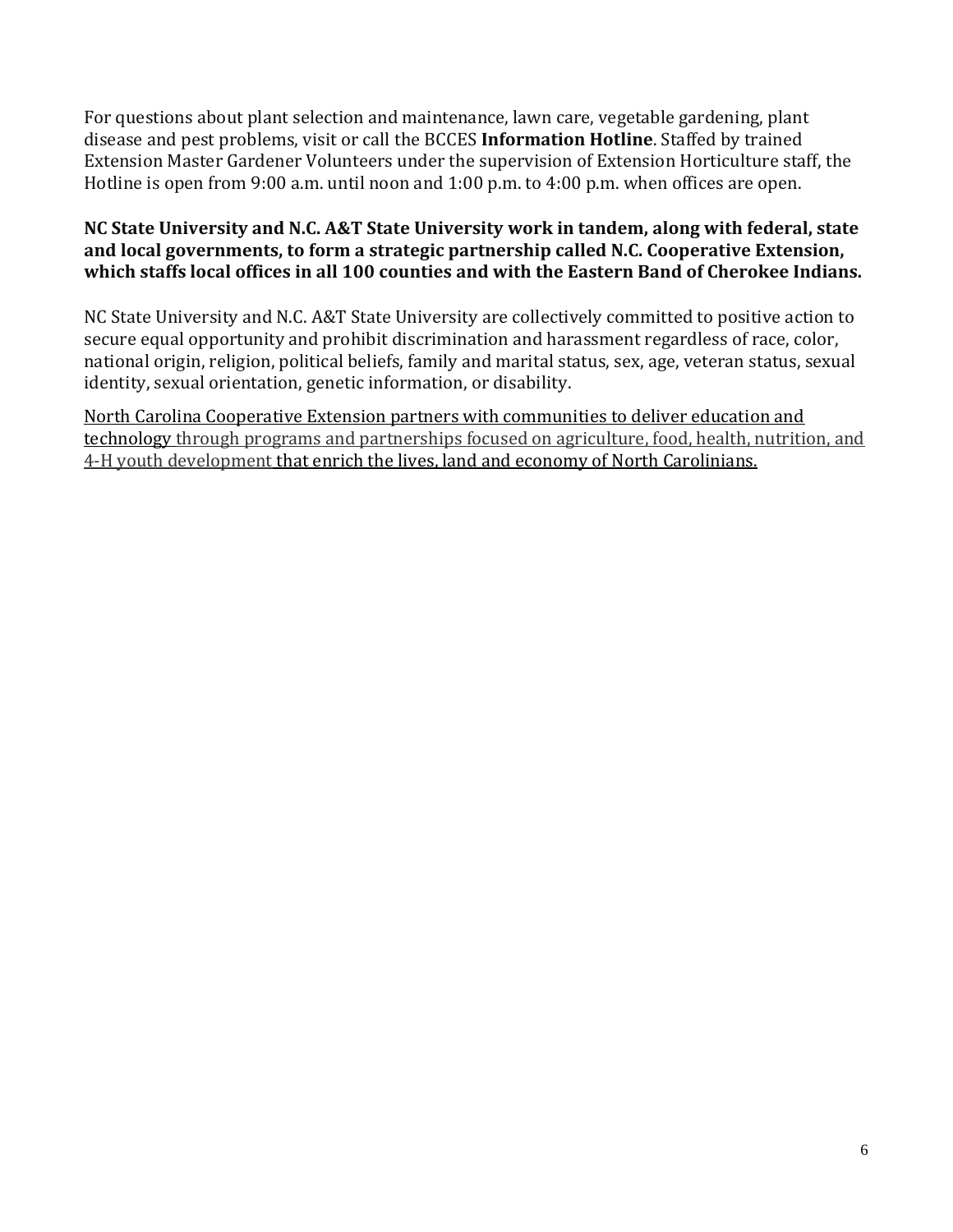For questions about plant selection and maintenance, lawn care, vegetable gardening, plant disease and pest problems, visit or call the BCCES **Information Hotline**. Staffed by trained Extension Master Gardener Volunteers under the supervision of Extension Horticulture staff, the Hotline is open from 9:00 a.m. until noon and 1:00 p.m. to 4:00 p.m. when offices are open.

**NC State University and N.C. A&T State University work in tandem, along with federal, state and local governments, to form a strategic partnership called N.C. Cooperative Extension, which staffs local offices in all 100 counties and with the Eastern Band of Cherokee Indians.**

NC State University and N.C. A&T State University are collectively committed to positive action to secure equal opportunity and prohibit discrimination and harassment regardless of race, color, national origin, religion, political beliefs, family and marital status, sex, age, veteran status, sexual identity, sexual orientation, genetic information, or disability.

North Carolina Cooperative Extension partners with communities to deliver education and technology through programs and partnerships focused on agriculture, food, health, nutrition, and 4-H youth development that enrich the lives, land and economy of North Carolinians.